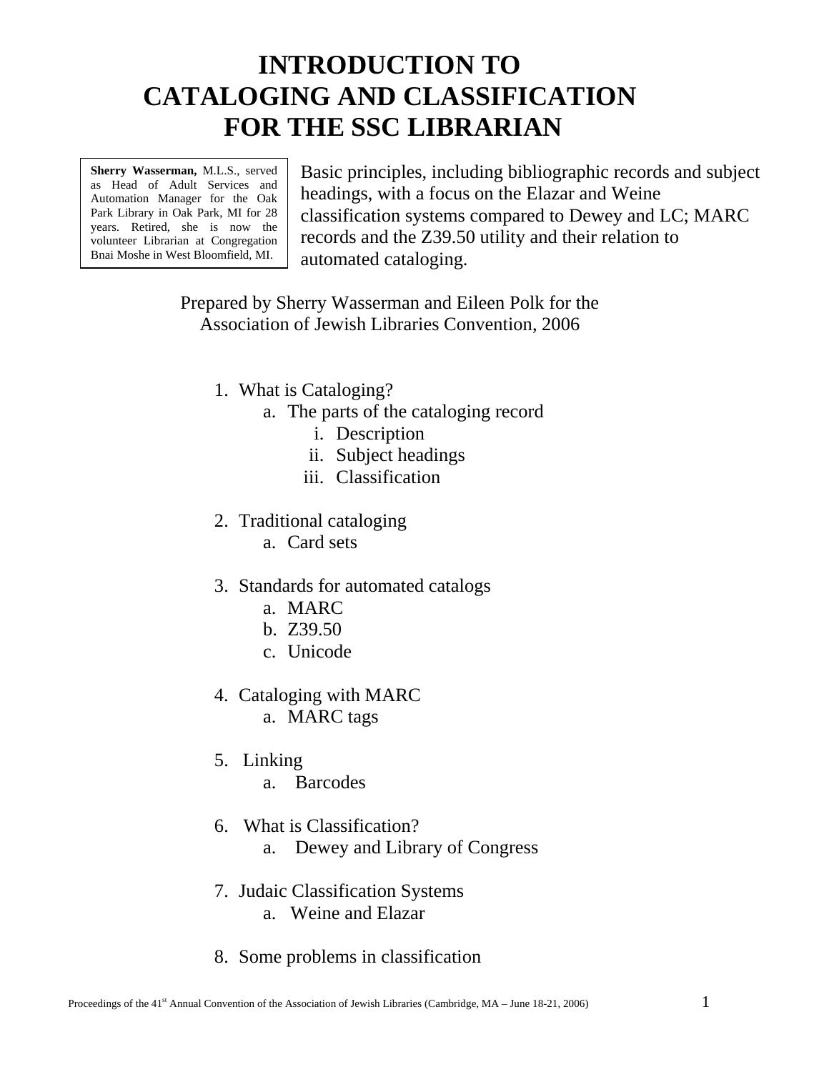# INTRODUCTION TO CATALOGING AND CLASSIFICATION FOR THE SSC LIBRARIAN

**Sherry Wasserman,** M.L.S., served as Head of Adult Services and Automation Manager for the Oak Park Library in Oak Park, MI for 28 years. Retired, she is now the volunteer Librarian at Congregation Bnai Moshe in West Bloomfield, MI.

Basic principles, including bibliographic records and subject headings, with a focus on the Elazar and Weine classification systems compared to Dewey and LC; MARC records and the Z39.50 utility and their relation to automated cataloging.

Prepared by Sherry Wasserman and Eileen Polk for the Association of Jewish Libraries Convention, 2006

1. What is Cataloging?
   a. The parts of the cataloging record
      i. Description
      ii. Subject headings
      iii. Classification

2. Traditional cataloging
   a. Card sets

3. Standards for automated catalogs
   a. MARC
   b. Z39.50
   c. Unicode

4. Cataloging with MARC
   a. MARC tags

5. Linking
   a. Barcodes

6. What is Classification?
   a. Dewey and Library of Congress

7. Judaic Classification Systems
   a. Weine and Elazar

8. Some problems in classification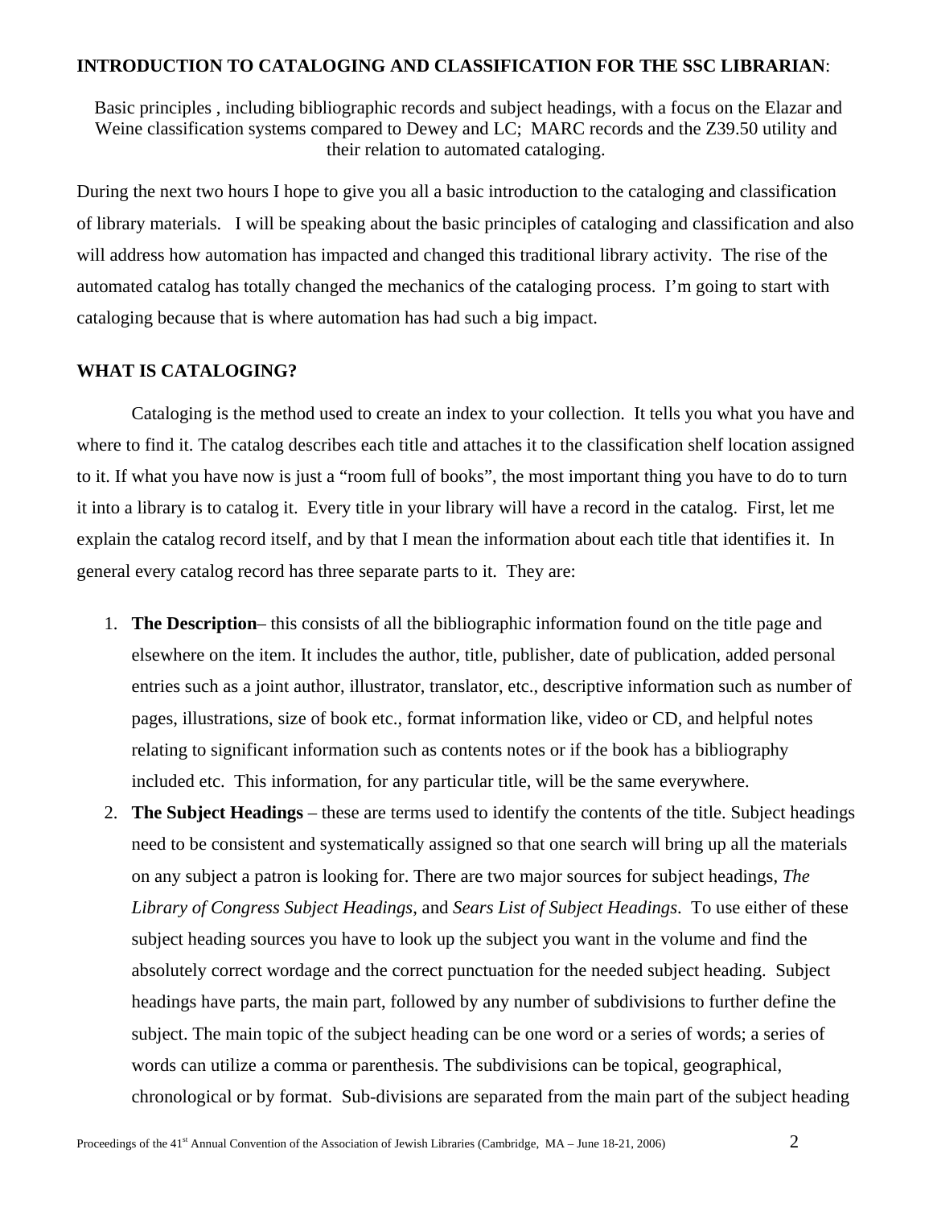**INTRODUCTION TO CATALOGING AND CLASSIFICATION FOR THE SSC LIBRARIAN**:

Basic principles , including bibliographic records and subject headings, with a focus on the Elazar and Weine classification systems compared to Dewey and LC; MARC records and the Z39.50 utility and their relation to automated cataloging.

During the next two hours I hope to give you all a basic introduction to the cataloging and classification of library materials. I will be speaking about the basic principles of cataloging and classification and also will address how automation has impacted and changed this traditional library activity. The rise of the automated catalog has totally changed the mechanics of the cataloging process. I'm going to start with cataloging because that is where automation has had such a big impact.

## WHAT IS CATALOGING?

Cataloging is the method used to create an index to your collection. It tells you what you have and where to find it. The catalog describes each title and attaches it to the classification shelf location assigned to it. If what you have now is just a "room full of books", the most important thing you have to do to turn it into a library is to catalog it. Every title in your library will have a record in the catalog. First, let me explain the catalog record itself, and by that I mean the information about each title that identifies it. In general every catalog record has three separate parts to it. They are:

1. **The Description**– this consists of all the bibliographic information found on the title page and elsewhere on the item. It includes the author, title, publisher, date of publication, added personal entries such as a joint author, illustrator, translator, etc., descriptive information such as number of pages, illustrations, size of book etc., format information like, video or CD, and helpful notes relating to significant information such as contents notes or if the book has a bibliography included etc. This information, for any particular title, will be the same everywhere.
2. **The Subject Headings** – these are terms used to identify the contents of the title. Subject headings need to be consistent and systematically assigned so that one search will bring up all the materials on any subject a patron is looking for. There are two major sources for subject headings, *The Library of Congress Subject Headings*, and *Sears List of Subject Headings*. To use either of these subject heading sources you have to look up the subject you want in the volume and find the absolutely correct wordage and the correct punctuation for the needed subject heading. Subject headings have parts, the main part, followed by any number of subdivisions to further define the subject. The main topic of the subject heading can be one word or a series of words; a series of words can utilize a comma or parenthesis. The subdivisions can be topical, geographical, chronological or by format. Sub-divisions are separated from the main part of the subject heading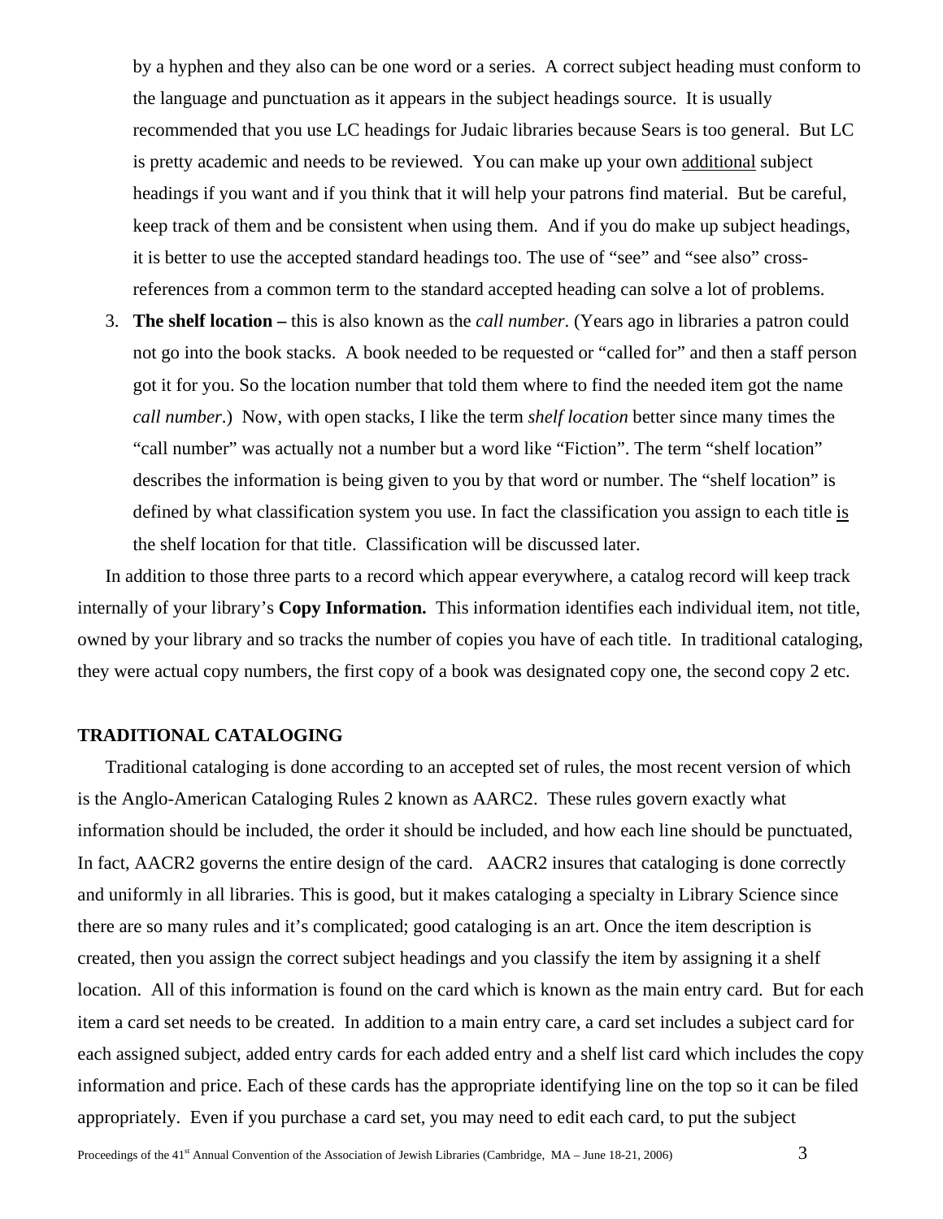by a hyphen and they also can be one word or a series. A correct subject heading must conform to the language and punctuation as it appears in the subject headings source. It is usually recommended that you use LC headings for Judaic libraries because Sears is too general. But LC is pretty academic and needs to be reviewed. You can make up your own <u>additional</u> subject headings if you want and if you think that it will help your patrons find material. But be careful, keep track of them and be consistent when using them. And if you do make up subject headings, it is better to use the accepted standard headings too. The use of "see" and "see also" cross-references from a common term to the standard accepted heading can solve a lot of problems.

3. **The shelf location –** this is also known as the *call number*. (Years ago in libraries a patron could not go into the book stacks. A book needed to be requested or "called for" and then a staff person got it for you. So the location number that told them where to find the needed item got the name *call number*.) Now, with open stacks, I like the term *shelf location* better since many times the "call number" was actually not a number but a word like "Fiction". The term "shelf location" describes the information is being given to you by that word or number. The "shelf location" is defined by what classification system you use. In fact the classification you assign to each title <u>is</u> the shelf location for that title. Classification will be discussed later.

In addition to those three parts to a record which appear everywhere, a catalog record will keep track internally of your library's **Copy Information.** This information identifies each individual item, not title, owned by your library and so tracks the number of copies you have of each title. In traditional cataloging, they were actual copy numbers, the first copy of a book was designated copy one, the second copy 2 etc.

**TRADITIONAL CATALOGING**

Traditional cataloging is done according to an accepted set of rules, the most recent version of which is the Anglo-American Cataloging Rules 2 known as AARC2. These rules govern exactly what information should be included, the order it should be included, and how each line should be punctuated, In fact, AACR2 governs the entire design of the card. AACR2 insures that cataloging is done correctly and uniformly in all libraries. This is good, but it makes cataloging a specialty in Library Science since there are so many rules and it's complicated; good cataloging is an art. Once the item description is created, then you assign the correct subject headings and you classify the item by assigning it a shelf location. All of this information is found on the card which is known as the main entry card. But for each item a card set needs to be created. In addition to a main entry care, a card set includes a subject card for each assigned subject, added entry cards for each added entry and a shelf list card which includes the copy information and price. Each of these cards has the appropriate identifying line on the top so it can be filed appropriately. Even if you purchase a card set, you may need to edit each card, to put the subject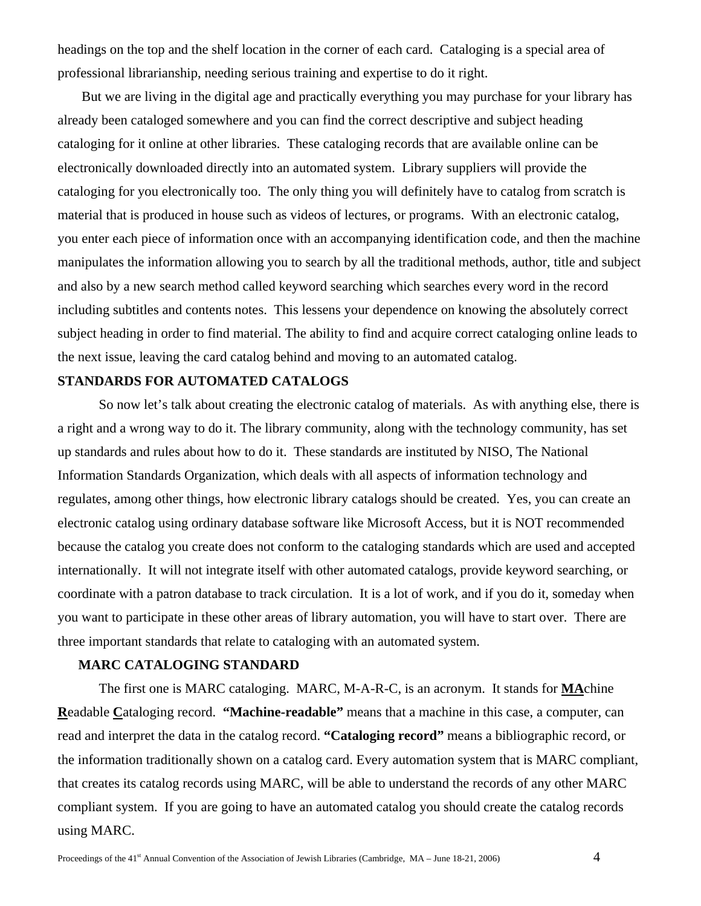headings on the top and the shelf location in the corner of each card. Cataloging is a special area of professional librarianship, needing serious training and expertise to do it right.

But we are living in the digital age and practically everything you may purchase for your library has already been cataloged somewhere and you can find the correct descriptive and subject heading cataloging for it online at other libraries. These cataloging records that are available online can be electronically downloaded directly into an automated system. Library suppliers will provide the cataloging for you electronically too. The only thing you will definitely have to catalog from scratch is material that is produced in house such as videos of lectures, or programs. With an electronic catalog, you enter each piece of information once with an accompanying identification code, and then the machine manipulates the information allowing you to search by all the traditional methods, author, title and subject and also by a new search method called keyword searching which searches every word in the record including subtitles and contents notes. This lessens your dependence on knowing the absolutely correct subject heading in order to find material. The ability to find and acquire correct cataloging online leads to the next issue, leaving the card catalog behind and moving to an automated catalog.

## STANDARDS FOR AUTOMATED CATALOGS

So now let's talk about creating the electronic catalog of materials. As with anything else, there is a right and a wrong way to do it. The library community, along with the technology community, has set up standards and rules about how to do it. These standards are instituted by NISO, The National Information Standards Organization, which deals with all aspects of information technology and regulates, among other things, how electronic library catalogs should be created. Yes, you can create an electronic catalog using ordinary database software like Microsoft Access, but it is NOT recommended because the catalog you create does not conform to the cataloging standards which are used and accepted internationally. It will not integrate itself with other automated catalogs, provide keyword searching, or coordinate with a patron database to track circulation. It is a lot of work, and if you do it, someday when you want to participate in these other areas of library automation, you will have to start over. There are three important standards that relate to cataloging with an automated system.

### MARC CATALOGING STANDARD

The first one is MARC cataloging. MARC, M-A-R-C, is an acronym. It stands for **MA**chine **R**eadable **C**ataloging record. **"Machine-readable"** means that a machine in this case, a computer, can read and interpret the data in the catalog record. **"Cataloging record"** means a bibliographic record, or the information traditionally shown on a catalog card. Every automation system that is MARC compliant, that creates its catalog records using MARC, will be able to understand the records of any other MARC compliant system. If you are going to have an automated catalog you should create the catalog records using MARC.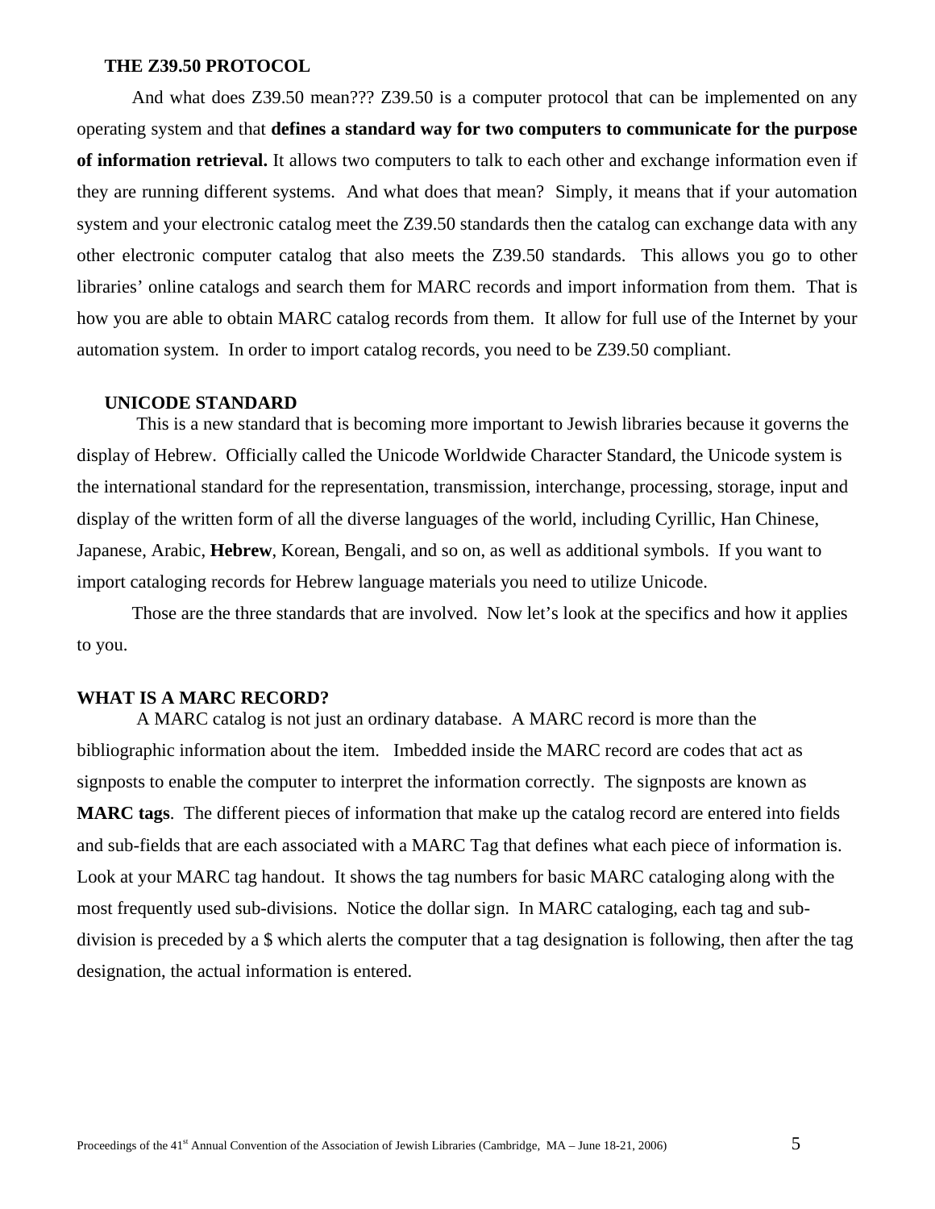### THE Z39.50 PROTOCOL

And what does Z39.50 mean??? Z39.50 is a computer protocol that can be implemented on any operating system and that **defines a standard way for two computers to communicate for the purpose of information retrieval.** It allows two computers to talk to each other and exchange information even if they are running different systems. And what does that mean? Simply, it means that if your automation system and your electronic catalog meet the Z39.50 standards then the catalog can exchange data with any other electronic computer catalog that also meets the Z39.50 standards. This allows you go to other libraries' online catalogs and search them for MARC records and import information from them. That is how you are able to obtain MARC catalog records from them. It allow for full use of the Internet by your automation system. In order to import catalog records, you need to be Z39.50 compliant.

### UNICODE STANDARD

This is a new standard that is becoming more important to Jewish libraries because it governs the display of Hebrew. Officially called the Unicode Worldwide Character Standard, the Unicode system is the international standard for the representation, transmission, interchange, processing, storage, input and display of the written form of all the diverse languages of the world, including Cyrillic, Han Chinese, Japanese, Arabic, **Hebrew**, Korean, Bengali, and so on, as well as additional symbols. If you want to import cataloging records for Hebrew language materials you need to utilize Unicode.

Those are the three standards that are involved. Now let's look at the specifics and how it applies to you.

## WHAT IS A MARC RECORD?

A MARC catalog is not just an ordinary database. A MARC record is more than the bibliographic information about the item. Imbedded inside the MARC record are codes that act as signposts to enable the computer to interpret the information correctly. The signposts are known as **MARC tags**. The different pieces of information that make up the catalog record are entered into fields and sub-fields that are each associated with a MARC Tag that defines what each piece of information is. Look at your MARC tag handout. It shows the tag numbers for basic MARC cataloging along with the most frequently used sub-divisions. Notice the dollar sign. In MARC cataloging, each tag and sub-division is preceded by a $ which alerts the computer that a tag designation is following, then after the tag designation, the actual information is entered.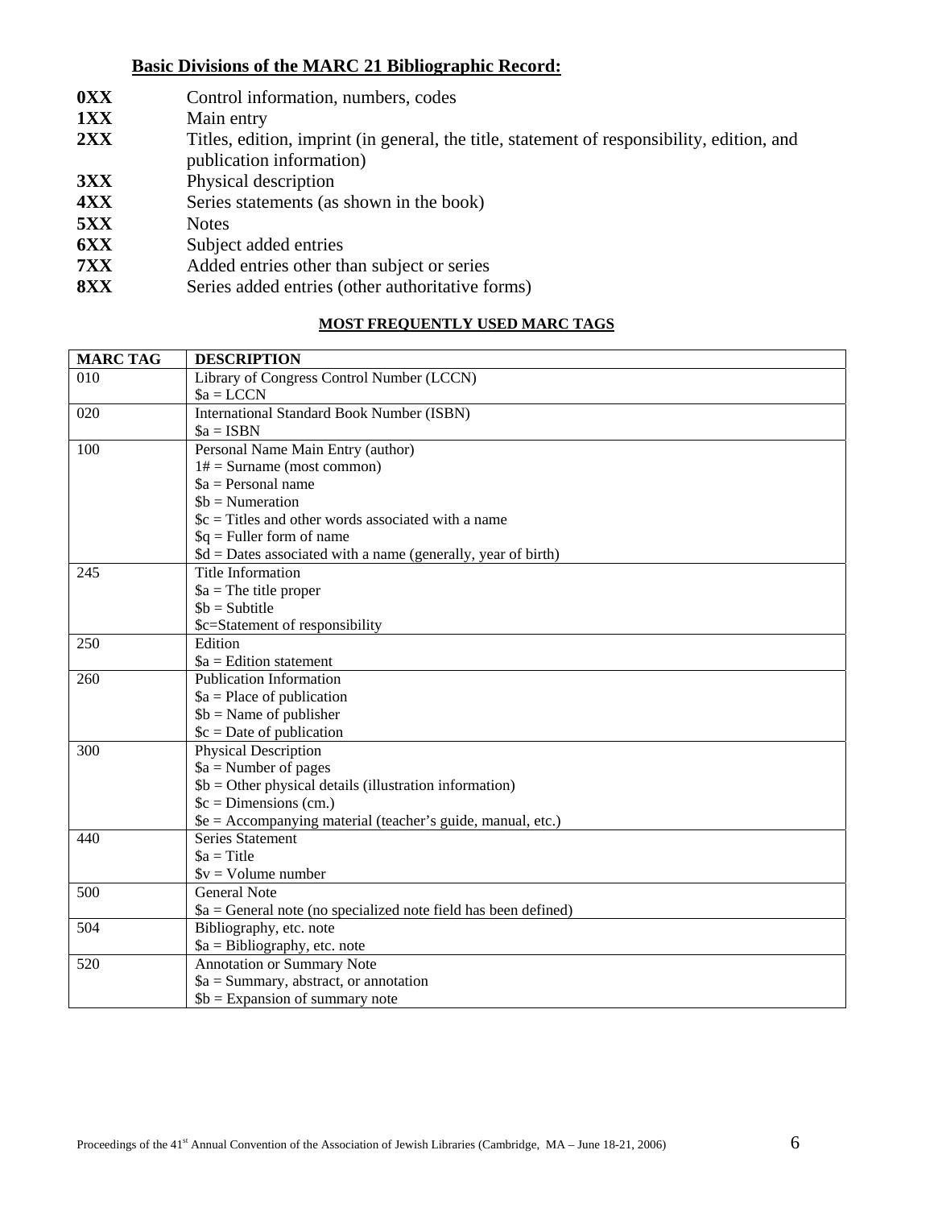## Basic Divisions of the MARC 21 Bibliographic Record:

**0XX** Control information, numbers, codes

**1XX** Main entry

**2XX** Titles, edition, imprint (in general, the title, statement of responsibility, edition, and publication information)

**3XX** Physical description

**4XX** Series statements (as shown in the book)

**5XX** Notes

**6XX** Subject added entries

**7XX** Added entries other than subject or series

**8XX** Series added entries (other authoritative forms)

### MOST FREQUENTLY USED MARC TAGS

| MARC TAG | DESCRIPTION |
|---|---|
| 010 | Library of Congress Control Number (LCCN)<br>$a = LCCN |
| 020 | International Standard Book Number (ISBN)<br>$a = ISBN |
| 100 | Personal Name Main Entry (author)<br>1# = Surname (most common)<br>$a = Personal name<br>$b = Numeration<br>$c = Titles and other words associated with a name<br>$q = Fuller form of name<br>$d = Dates associated with a name (generally, year of birth) |
| 245 | Title Information<br>$a = The title proper<br>$b = Subtitle<br>$c=Statement of responsibility |
| 250 | Edition<br>$a = Edition statement |
| 260 | Publication Information<br>$a = Place of publication<br>$b = Name of publisher<br>$c = Date of publication |
| 300 | Physical Description<br>$a = Number of pages<br>$b = Other physical details (illustration information)<br>$c = Dimensions (cm.)<br>$e = Accompanying material (teacher's guide, manual, etc.) |
| 440 | Series Statement<br>$a = Title<br>$v = Volume number |
| 500 | General Note<br>$a = General note (no specialized note field has been defined) |
| 504 | Bibliography, etc. note<br>$a = Bibliography, etc. note |
| 520 | Annotation or Summary Note<br>$a = Summary, abstract, or annotation<br>$b = Expansion of summary note |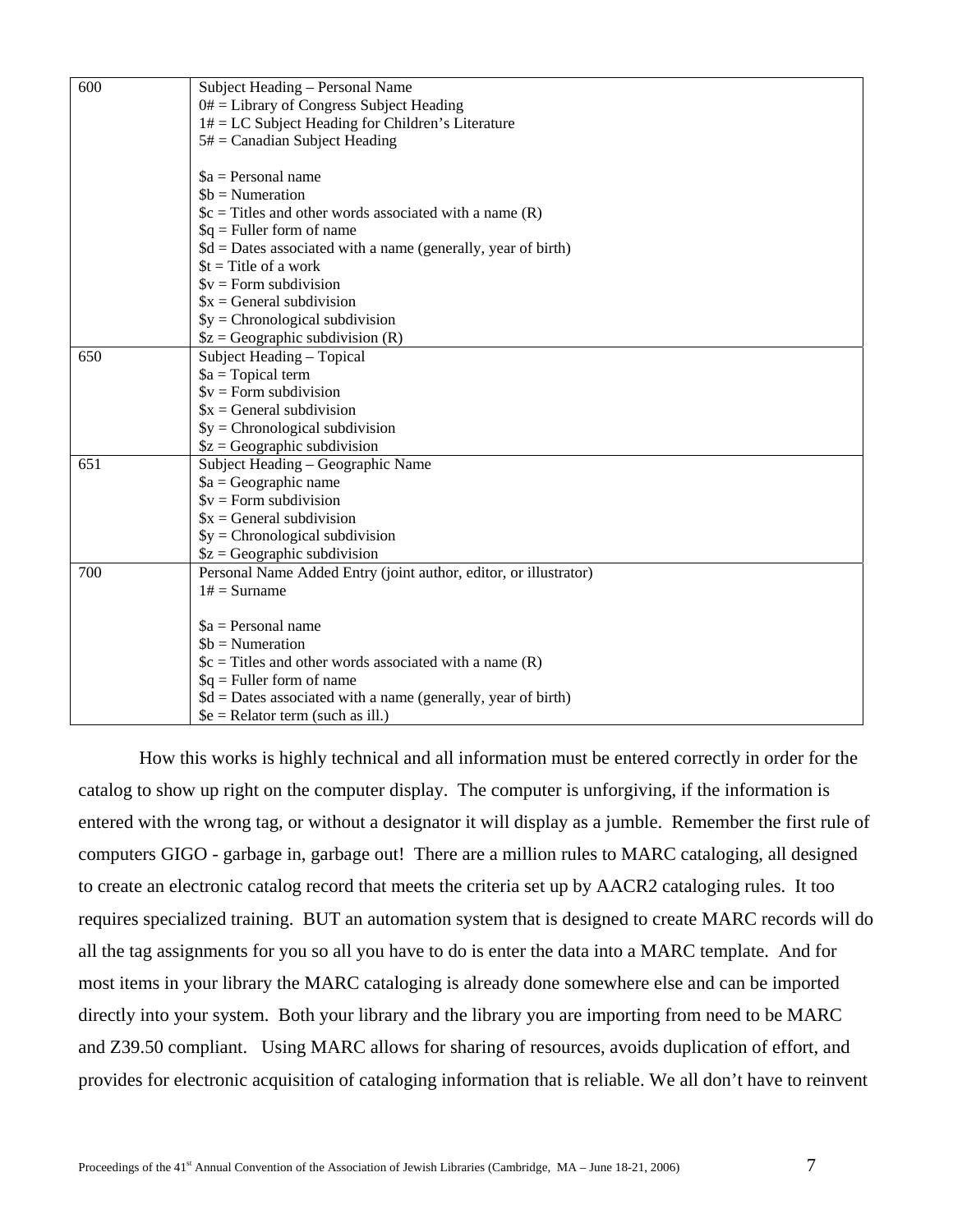| | |
|---|---|
| 600 | Subject Heading – Personal Name<br>0# = Library of Congress Subject Heading<br>1# = LC Subject Heading for Children's Literature<br>5# = Canadian Subject Heading<br><br>$a = Personal name<br>$b = Numeration<br>$c = Titles and other words associated with a name (R)<br>$q = Fuller form of name<br>$d = Dates associated with a name (generally, year of birth)<br>$t = Title of a work<br>$v = Form subdivision<br>$x = General subdivision<br>$y = Chronological subdivision<br>$z = Geographic subdivision (R) |
| 650 | Subject Heading – Topical<br>$a = Topical term<br>$v = Form subdivision<br>$x = General subdivision<br>$y = Chronological subdivision<br>$z = Geographic subdivision |
| 651 | Subject Heading – Geographic Name<br>$a = Geographic name<br>$v = Form subdivision<br>$x = General subdivision<br>$y = Chronological subdivision<br>$z = Geographic subdivision |
| 700 | Personal Name Added Entry (joint author, editor, or illustrator)<br>1# = Surname<br><br>$a = Personal name<br>$b = Numeration<br>$c = Titles and other words associated with a name (R)<br>$q = Fuller form of name<br>$d = Dates associated with a name (generally, year of birth)<br>$e = Relator term (such as ill.) |

How this works is highly technical and all information must be entered correctly in order for the catalog to show up right on the computer display. The computer is unforgiving, if the information is entered with the wrong tag, or without a designator it will display as a jumble. Remember the first rule of computers GIGO - garbage in, garbage out! There are a million rules to MARC cataloging, all designed to create an electronic catalog record that meets the criteria set up by AACR2 cataloging rules. It too requires specialized training. BUT an automation system that is designed to create MARC records will do all the tag assignments for you so all you have to do is enter the data into a MARC template. And for most items in your library the MARC cataloging is already done somewhere else and can be imported directly into your system. Both your library and the library you are importing from need to be MARC and Z39.50 compliant. Using MARC allows for sharing of resources, avoids duplication of effort, and provides for electronic acquisition of cataloging information that is reliable. We all don't have to reinvent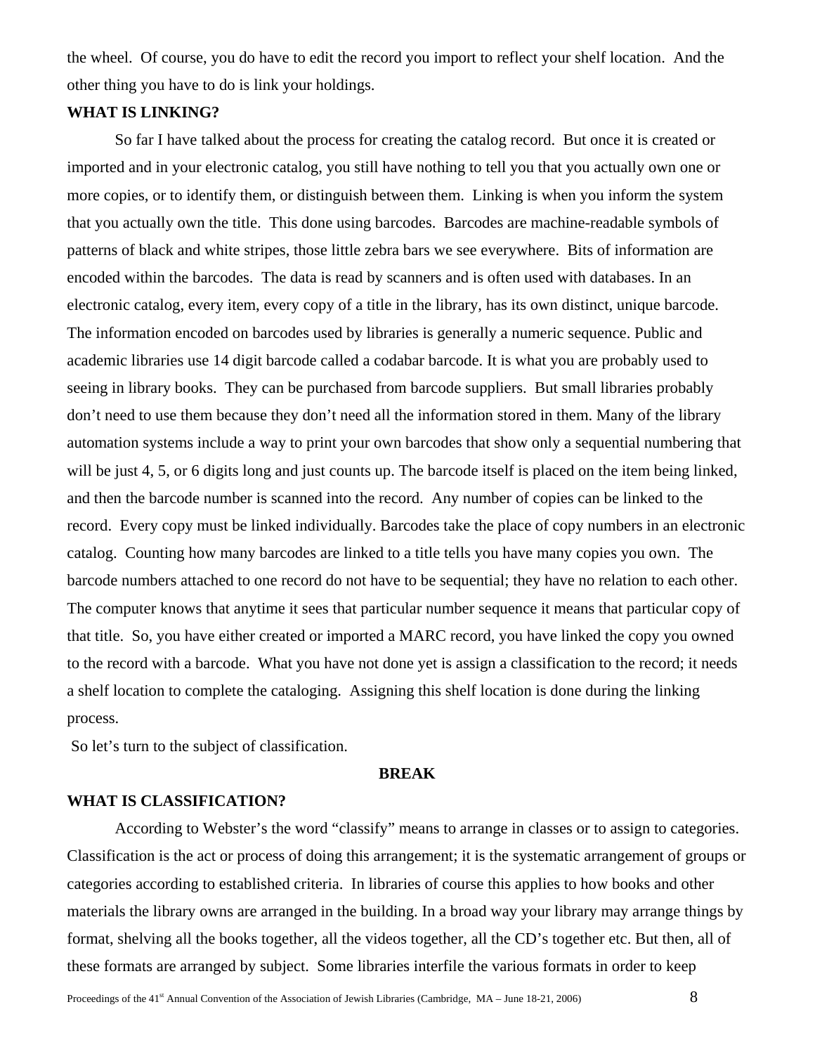the wheel. Of course, you do have to edit the record you import to reflect your shelf location. And the other thing you have to do is link your holdings.

**WHAT IS LINKING?**

So far I have talked about the process for creating the catalog record. But once it is created or imported and in your electronic catalog, you still have nothing to tell you that you actually own one or more copies, or to identify them, or distinguish between them. Linking is when you inform the system that you actually own the title. This done using barcodes. Barcodes are machine-readable symbols of patterns of black and white stripes, those little zebra bars we see everywhere. Bits of information are encoded within the barcodes. The data is read by scanners and is often used with databases. In an electronic catalog, every item, every copy of a title in the library, has its own distinct, unique barcode. The information encoded on barcodes used by libraries is generally a numeric sequence. Public and academic libraries use 14 digit barcode called a codabar barcode. It is what you are probably used to seeing in library books. They can be purchased from barcode suppliers. But small libraries probably don't need to use them because they don't need all the information stored in them. Many of the library automation systems include a way to print your own barcodes that show only a sequential numbering that will be just 4, 5, or 6 digits long and just counts up. The barcode itself is placed on the item being linked, and then the barcode number is scanned into the record. Any number of copies can be linked to the record. Every copy must be linked individually. Barcodes take the place of copy numbers in an electronic catalog. Counting how many barcodes are linked to a title tells you have many copies you own. The barcode numbers attached to one record do not have to be sequential; they have no relation to each other. The computer knows that anytime it sees that particular number sequence it means that particular copy of that title. So, you have either created or imported a MARC record, you have linked the copy you owned to the record with a barcode. What you have not done yet is assign a classification to the record; it needs a shelf location to complete the cataloging. Assigning this shelf location is done during the linking process.

So let's turn to the subject of classification.

**BREAK**

**WHAT IS CLASSIFICATION?**

According to Webster's the word "classify" means to arrange in classes or to assign to categories. Classification is the act or process of doing this arrangement; it is the systematic arrangement of groups or categories according to established criteria. In libraries of course this applies to how books and other materials the library owns are arranged in the building. In a broad way your library may arrange things by format, shelving all the books together, all the videos together, all the CD's together etc. But then, all of these formats are arranged by subject. Some libraries interfile the various formats in order to keep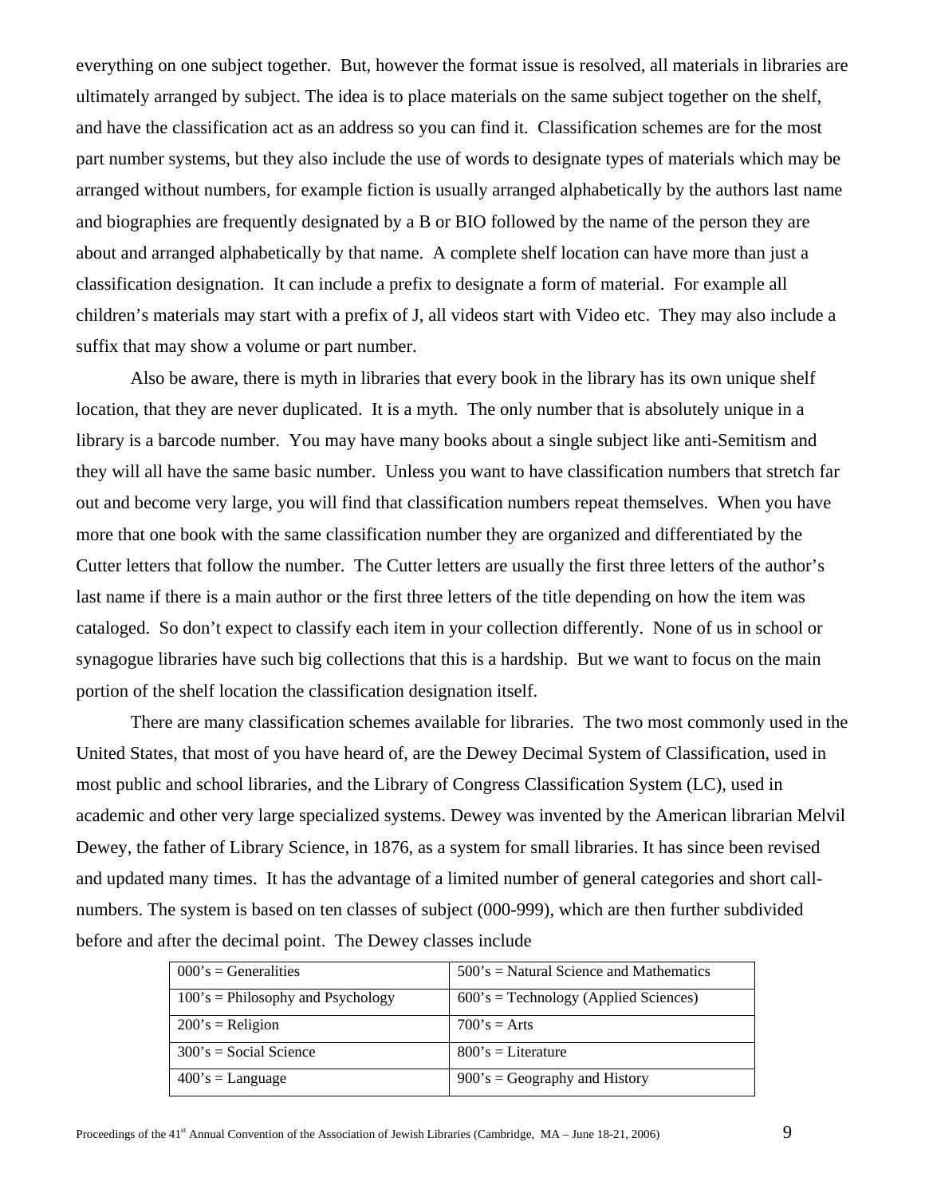everything on one subject together. But, however the format issue is resolved, all materials in libraries are ultimately arranged by subject. The idea is to place materials on the same subject together on the shelf, and have the classification act as an address so you can find it. Classification schemes are for the most part number systems, but they also include the use of words to designate types of materials which may be arranged without numbers, for example fiction is usually arranged alphabetically by the authors last name and biographies are frequently designated by a B or BIO followed by the name of the person they are about and arranged alphabetically by that name. A complete shelf location can have more than just a classification designation. It can include a prefix to designate a form of material. For example all children's materials may start with a prefix of J, all videos start with Video etc. They may also include a suffix that may show a volume or part number.

Also be aware, there is myth in libraries that every book in the library has its own unique shelf location, that they are never duplicated. It is a myth. The only number that is absolutely unique in a library is a barcode number. You may have many books about a single subject like anti-Semitism and they will all have the same basic number. Unless you want to have classification numbers that stretch far out and become very large, you will find that classification numbers repeat themselves. When you have more that one book with the same classification number they are organized and differentiated by the Cutter letters that follow the number. The Cutter letters are usually the first three letters of the author's last name if there is a main author or the first three letters of the title depending on how the item was cataloged. So don't expect to classify each item in your collection differently. None of us in school or synagogue libraries have such big collections that this is a hardship. But we want to focus on the main portion of the shelf location the classification designation itself.

There are many classification schemes available for libraries. The two most commonly used in the United States, that most of you have heard of, are the Dewey Decimal System of Classification, used in most public and school libraries, and the Library of Congress Classification System (LC), used in academic and other very large specialized systems. Dewey was invented by the American librarian Melvil Dewey, the father of Library Science, in 1876, as a system for small libraries. It has since been revised and updated many times. It has the advantage of a limited number of general categories and short call-numbers. The system is based on ten classes of subject (000-999), which are then further subdivided before and after the decimal point. The Dewey classes include

| | |
|---|---|
| 000's = Generalities | 500's = Natural Science and Mathematics |
| 100's = Philosophy and Psychology | 600's = Technology (Applied Sciences) |
| 200's = Religion | 700's = Arts |
| 300's = Social Science | 800's = Literature |
| 400's = Language | 900's = Geography and History |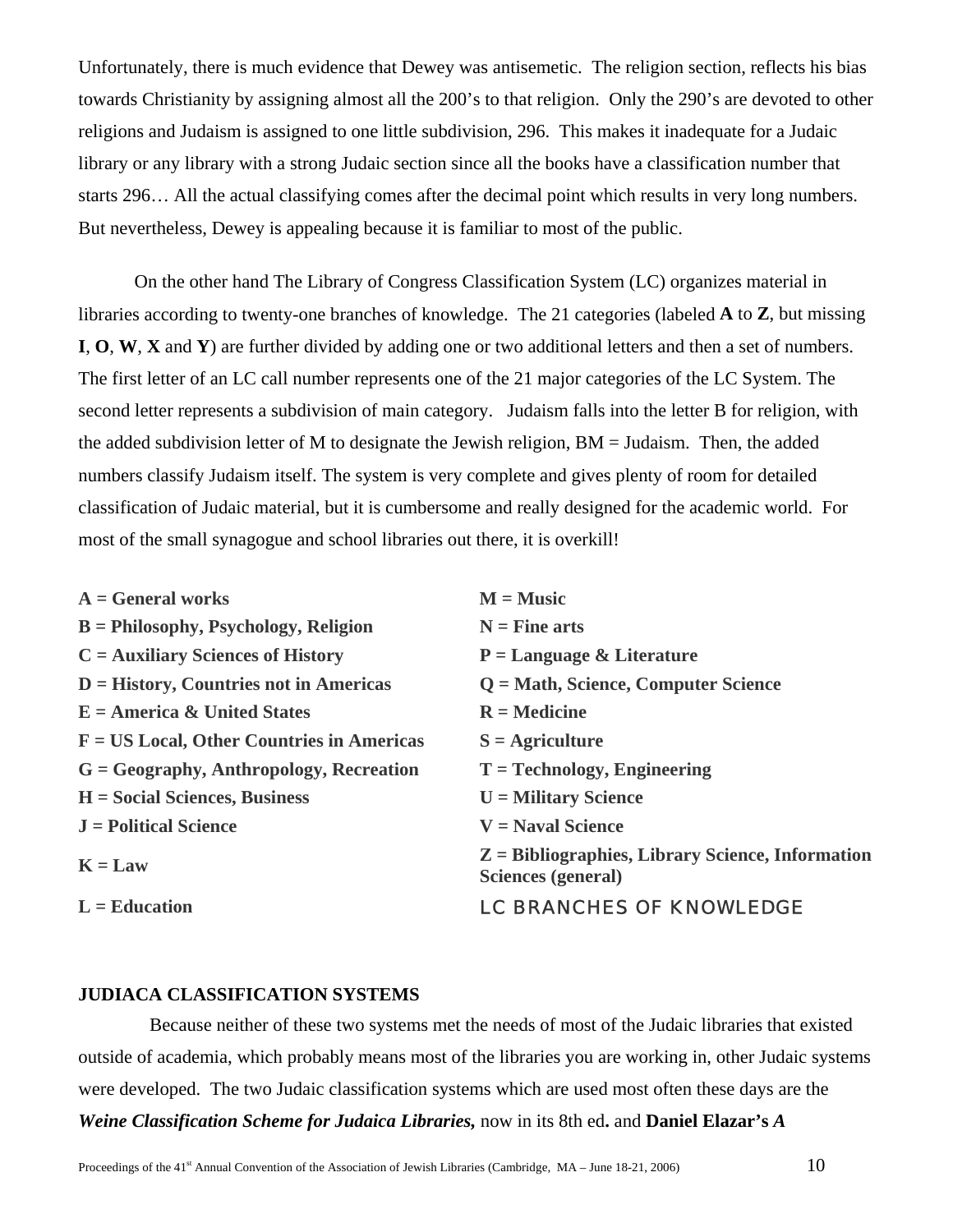Unfortunately, there is much evidence that Dewey was antisemetic. The religion section, reflects his bias towards Christianity by assigning almost all the 200's to that religion. Only the 290's are devoted to other religions and Judaism is assigned to one little subdivision, 296. This makes it inadequate for a Judaic library or any library with a strong Judaic section since all the books have a classification number that starts 296… All the actual classifying comes after the decimal point which results in very long numbers. But nevertheless, Dewey is appealing because it is familiar to most of the public.

On the other hand The Library of Congress Classification System (LC) organizes material in libraries according to twenty-one branches of knowledge. The 21 categories (labeled **A** to **Z**, but missing **I**, **O**, **W**, **X** and **Y**) are further divided by adding one or two additional letters and then a set of numbers. The first letter of an LC call number represents one of the 21 major categories of the LC System. The second letter represents a subdivision of main category. Judaism falls into the letter B for religion, with the added subdivision letter of M to designate the Jewish religion, BM = Judaism. Then, the added numbers classify Judaism itself. The system is very complete and gives plenty of room for detailed classification of Judaic material, but it is cumbersome and really designed for the academic world. For most of the small synagogue and school libraries out there, it is overkill!

| | |
|---|---|
| **A = General works** | **M = Music** |
| **B = Philosophy, Psychology, Religion** | **N = Fine arts** |
| **C = Auxiliary Sciences of History** | **P = Language & Literature** |
| **D = History, Countries not in Americas** | **Q = Math, Science, Computer Science** |
| **E = America & United States** | **R = Medicine** |
| **F = US Local, Other Countries in Americas** | **S = Agriculture** |
| **G = Geography, Anthropology, Recreation** | **T = Technology, Engineering** |
| **H = Social Sciences, Business** | **U = Military Science** |
| **J = Political Science** | **V = Naval Science** |
| **K = Law** | **Z = Bibliographies, Library Science, Information Sciences (general)** |
| **L = Education** | |

LC BRANCHES OF KNOWLEDGE

**JUDIACA CLASSIFICATION SYSTEMS**

Because neither of these two systems met the needs of most of the Judaic libraries that existed outside of academia, which probably means most of the libraries you are working in, other Judaic systems were developed. The two Judaic classification systems which are used most often these days are the ***Weine Classification Scheme for Judaica Libraries,*** now in its 8th ed**.** and **Daniel Elazar's *A***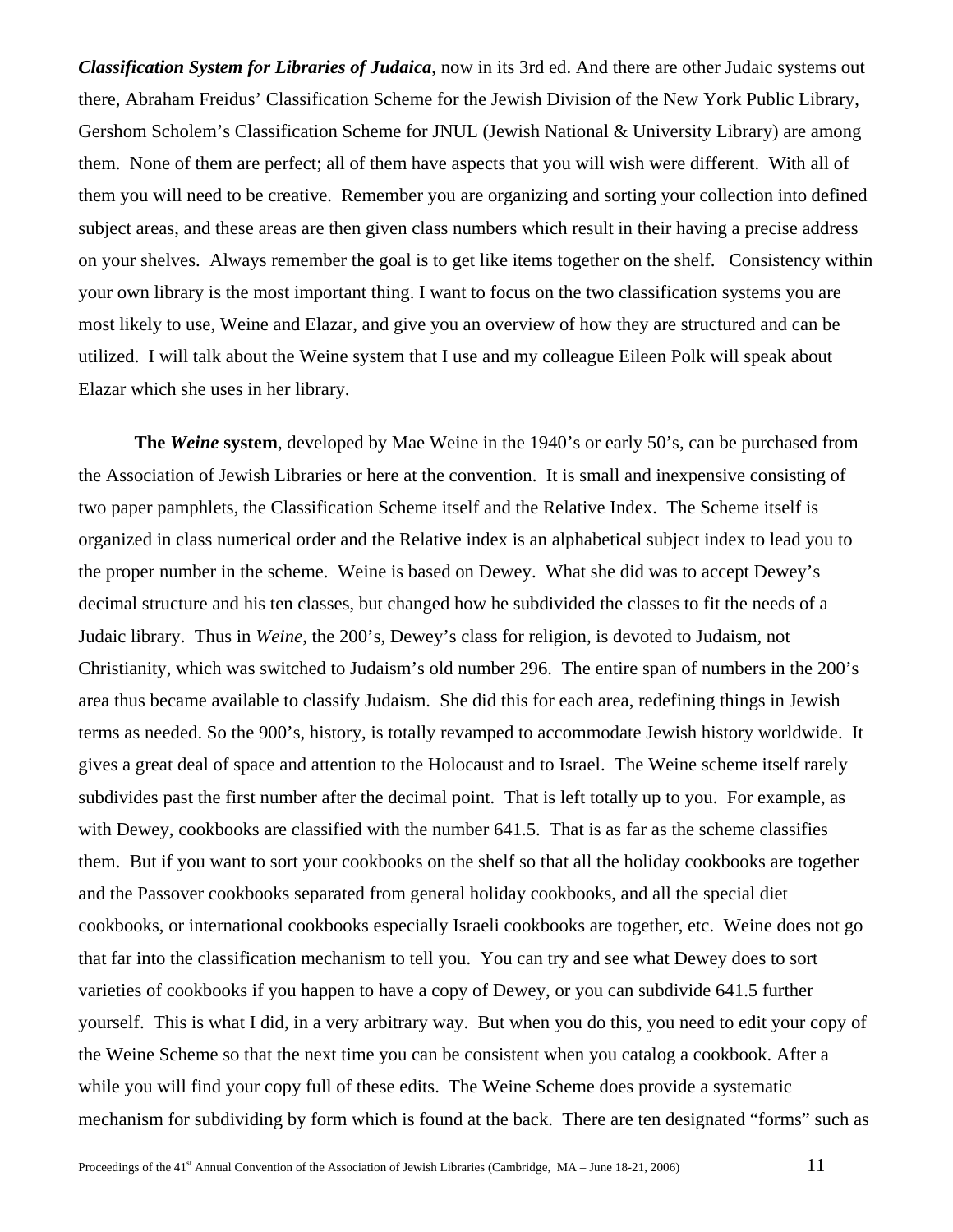***Classification System for Libraries of Judaica***, now in its 3rd ed. And there are other Judaic systems out there, Abraham Freidus' Classification Scheme for the Jewish Division of the New York Public Library, Gershom Scholem's Classification Scheme for JNUL (Jewish National & University Library) are among them. None of them are perfect; all of them have aspects that you will wish were different. With all of them you will need to be creative. Remember you are organizing and sorting your collection into defined subject areas, and these areas are then given class numbers which result in their having a precise address on your shelves. Always remember the goal is to get like items together on the shelf. Consistency within your own library is the most important thing. I want to focus on the two classification systems you are most likely to use, Weine and Elazar, and give you an overview of how they are structured and can be utilized. I will talk about the Weine system that I use and my colleague Eileen Polk will speak about Elazar which she uses in her library.

**The *Weine* system**, developed by Mae Weine in the 1940's or early 50's, can be purchased from the Association of Jewish Libraries or here at the convention. It is small and inexpensive consisting of two paper pamphlets, the Classification Scheme itself and the Relative Index. The Scheme itself is organized in class numerical order and the Relative index is an alphabetical subject index to lead you to the proper number in the scheme. Weine is based on Dewey. What she did was to accept Dewey's decimal structure and his ten classes, but changed how he subdivided the classes to fit the needs of a Judaic library. Thus in *Weine*, the 200's, Dewey's class for religion, is devoted to Judaism, not Christianity, which was switched to Judaism's old number 296. The entire span of numbers in the 200's area thus became available to classify Judaism. She did this for each area, redefining things in Jewish terms as needed. So the 900's, history, is totally revamped to accommodate Jewish history worldwide. It gives a great deal of space and attention to the Holocaust and to Israel. The Weine scheme itself rarely subdivides past the first number after the decimal point. That is left totally up to you. For example, as with Dewey, cookbooks are classified with the number 641.5. That is as far as the scheme classifies them. But if you want to sort your cookbooks on the shelf so that all the holiday cookbooks are together and the Passover cookbooks separated from general holiday cookbooks, and all the special diet cookbooks, or international cookbooks especially Israeli cookbooks are together, etc. Weine does not go that far into the classification mechanism to tell you. You can try and see what Dewey does to sort varieties of cookbooks if you happen to have a copy of Dewey, or you can subdivide 641.5 further yourself. This is what I did, in a very arbitrary way. But when you do this, you need to edit your copy of the Weine Scheme so that the next time you can be consistent when you catalog a cookbook. After a while you will find your copy full of these edits. The Weine Scheme does provide a systematic mechanism for subdividing by form which is found at the back. There are ten designated "forms" such as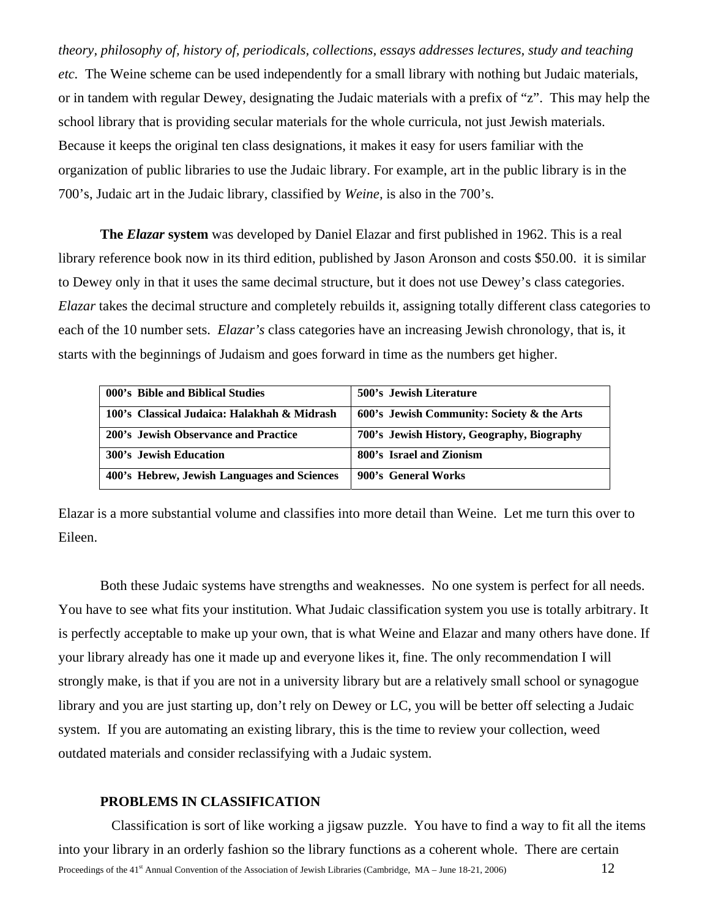*theory, philosophy of, history of, periodicals, collections, essays addresses lectures, study and teaching etc.* The Weine scheme can be used independently for a small library with nothing but Judaic materials, or in tandem with regular Dewey, designating the Judaic materials with a prefix of "z". This may help the school library that is providing secular materials for the whole curricula, not just Jewish materials. Because it keeps the original ten class designations, it makes it easy for users familiar with the organization of public libraries to use the Judaic library. For example, art in the public library is in the 700's, Judaic art in the Judaic library, classified by *Weine,* is also in the 700's.

**The *Elazar* system** was developed by Daniel Elazar and first published in 1962. This is a real library reference book now in its third edition, published by Jason Aronson and costs $50.00. it is similar to Dewey only in that it uses the same decimal structure, but it does not use Dewey's class categories. *Elazar* takes the decimal structure and completely rebuilds it, assigning totally different class categories to each of the 10 number sets. *Elazar's* class categories have an increasing Jewish chronology, that is, it starts with the beginnings of Judaism and goes forward in time as the numbers get higher.

| | |
|---|---|
| **000's Bible and Biblical Studies** | **500's Jewish Literature** |
| **100's Classical Judaica: Halakhah & Midrash** | **600's Jewish Community: Society & the Arts** |
| **200's Jewish Observance and Practice** | **700's Jewish History, Geography, Biography** |
| **300's Jewish Education** | **800's Israel and Zionism** |
| **400's Hebrew, Jewish Languages and Sciences** | **900's General Works** |

Elazar is a more substantial volume and classifies into more detail than Weine. Let me turn this over to Eileen.

Both these Judaic systems have strengths and weaknesses. No one system is perfect for all needs. You have to see what fits your institution. What Judaic classification system you use is totally arbitrary. It is perfectly acceptable to make up your own, that is what Weine and Elazar and many others have done. If your library already has one it made up and everyone likes it, fine. The only recommendation I will strongly make, is that if you are not in a university library but are a relatively small school or synagogue library and you are just starting up, don't rely on Dewey or LC, you will be better off selecting a Judaic system. If you are automating an existing library, this is the time to review your collection, weed outdated materials and consider reclassifying with a Judaic system.

**PROBLEMS IN CLASSIFICATION**

Classification is sort of like working a jigsaw puzzle. You have to find a way to fit all the items into your library in an orderly fashion so the library functions as a coherent whole. There are certain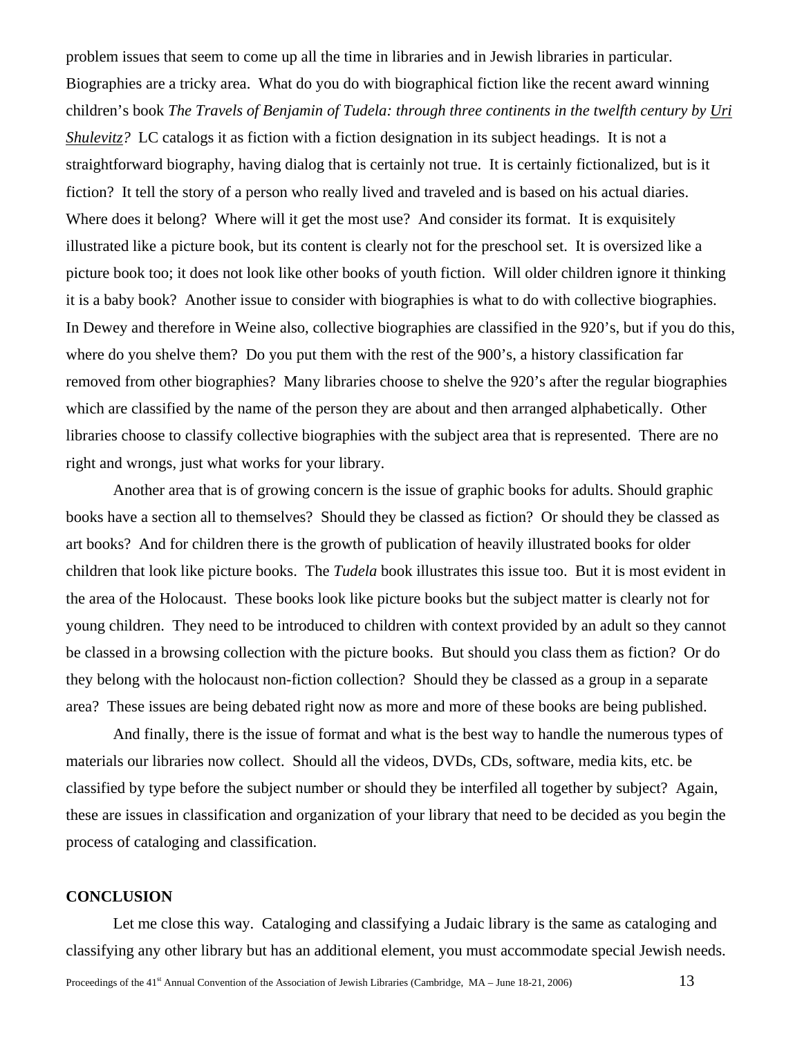problem issues that seem to come up all the time in libraries and in Jewish libraries in particular. Biographies are a tricky area. What do you do with biographical fiction like the recent award winning children's book *The Travels of Benjamin of Tudela: through three continents in the twelfth century by Uri Shulevitz?* LC catalogs it as fiction with a fiction designation in its subject headings. It is not a straightforward biography, having dialog that is certainly not true. It is certainly fictionalized, but is it fiction? It tell the story of a person who really lived and traveled and is based on his actual diaries. Where does it belong? Where will it get the most use? And consider its format. It is exquisitely illustrated like a picture book, but its content is clearly not for the preschool set. It is oversized like a picture book too; it does not look like other books of youth fiction. Will older children ignore it thinking it is a baby book? Another issue to consider with biographies is what to do with collective biographies. In Dewey and therefore in Weine also, collective biographies are classified in the 920's, but if you do this, where do you shelve them? Do you put them with the rest of the 900's, a history classification far removed from other biographies? Many libraries choose to shelve the 920's after the regular biographies which are classified by the name of the person they are about and then arranged alphabetically. Other libraries choose to classify collective biographies with the subject area that is represented. There are no right and wrongs, just what works for your library.

Another area that is of growing concern is the issue of graphic books for adults. Should graphic books have a section all to themselves? Should they be classed as fiction? Or should they be classed as art books? And for children there is the growth of publication of heavily illustrated books for older children that look like picture books. The *Tudela* book illustrates this issue too. But it is most evident in the area of the Holocaust. These books look like picture books but the subject matter is clearly not for young children. They need to be introduced to children with context provided by an adult so they cannot be classed in a browsing collection with the picture books. But should you class them as fiction? Or do they belong with the holocaust non-fiction collection? Should they be classed as a group in a separate area? These issues are being debated right now as more and more of these books are being published.

And finally, there is the issue of format and what is the best way to handle the numerous types of materials our libraries now collect. Should all the videos, DVDs, CDs, software, media kits, etc. be classified by type before the subject number or should they be interfiled all together by subject? Again, these are issues in classification and organization of your library that need to be decided as you begin the process of cataloging and classification.

## CONCLUSION

Let me close this way. Cataloging and classifying a Judaic library is the same as cataloging and classifying any other library but has an additional element, you must accommodate special Jewish needs.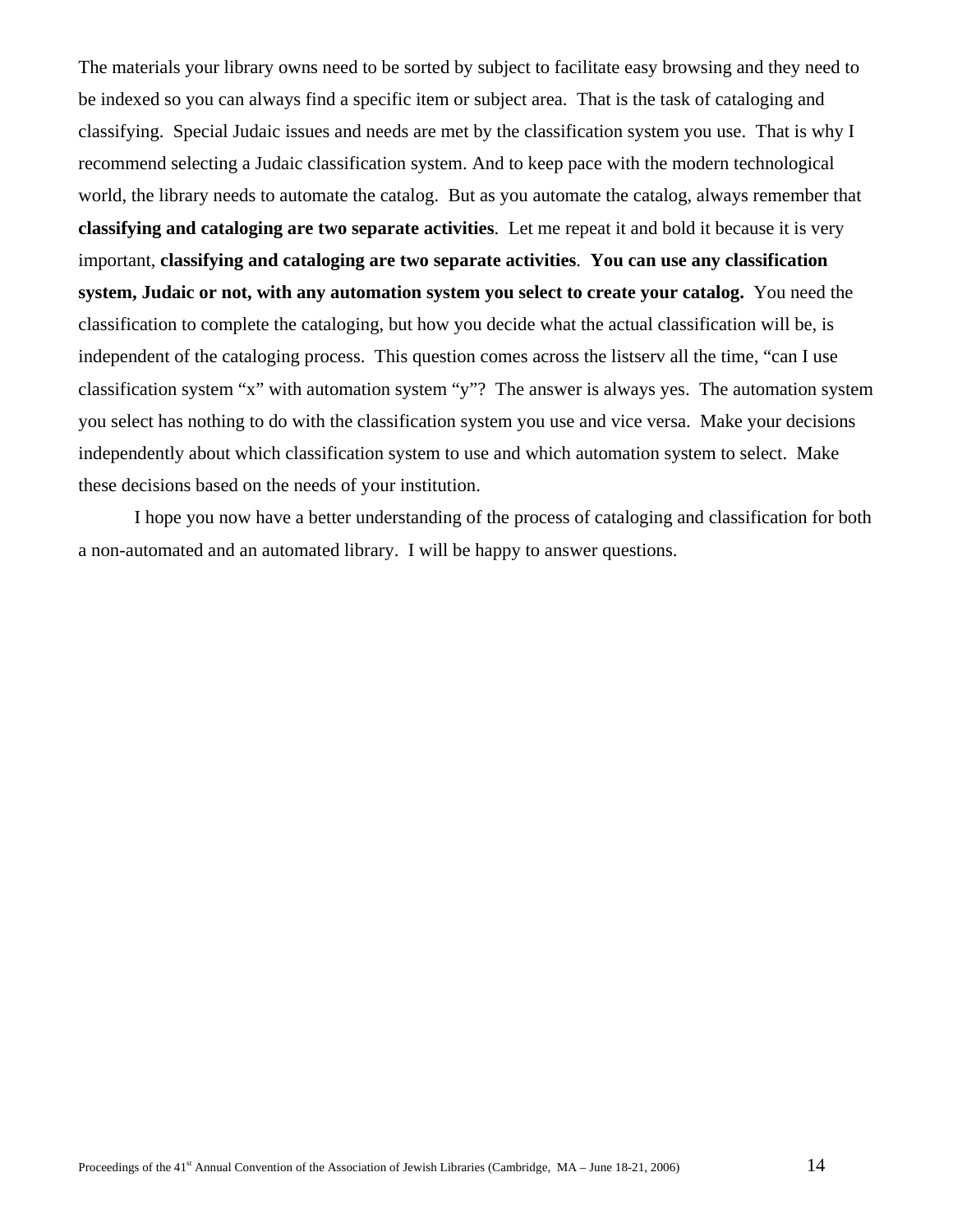The materials your library owns need to be sorted by subject to facilitate easy browsing and they need to be indexed so you can always find a specific item or subject area. That is the task of cataloging and classifying. Special Judaic issues and needs are met by the classification system you use. That is why I recommend selecting a Judaic classification system. And to keep pace with the modern technological world, the library needs to automate the catalog. But as you automate the catalog, always remember that **classifying and cataloging are two separate activities**. Let me repeat it and bold it because it is very important, **classifying and cataloging are two separate activities**. **You can use any classification system, Judaic or not, with any automation system you select to create your catalog.** You need the classification to complete the cataloging, but how you decide what the actual classification will be, is independent of the cataloging process. This question comes across the listserv all the time, "can I use classification system "x" with automation system "y"? The answer is always yes. The automation system you select has nothing to do with the classification system you use and vice versa. Make your decisions independently about which classification system to use and which automation system to select. Make these decisions based on the needs of your institution.

I hope you now have a better understanding of the process of cataloging and classification for both a non-automated and an automated library. I will be happy to answer questions.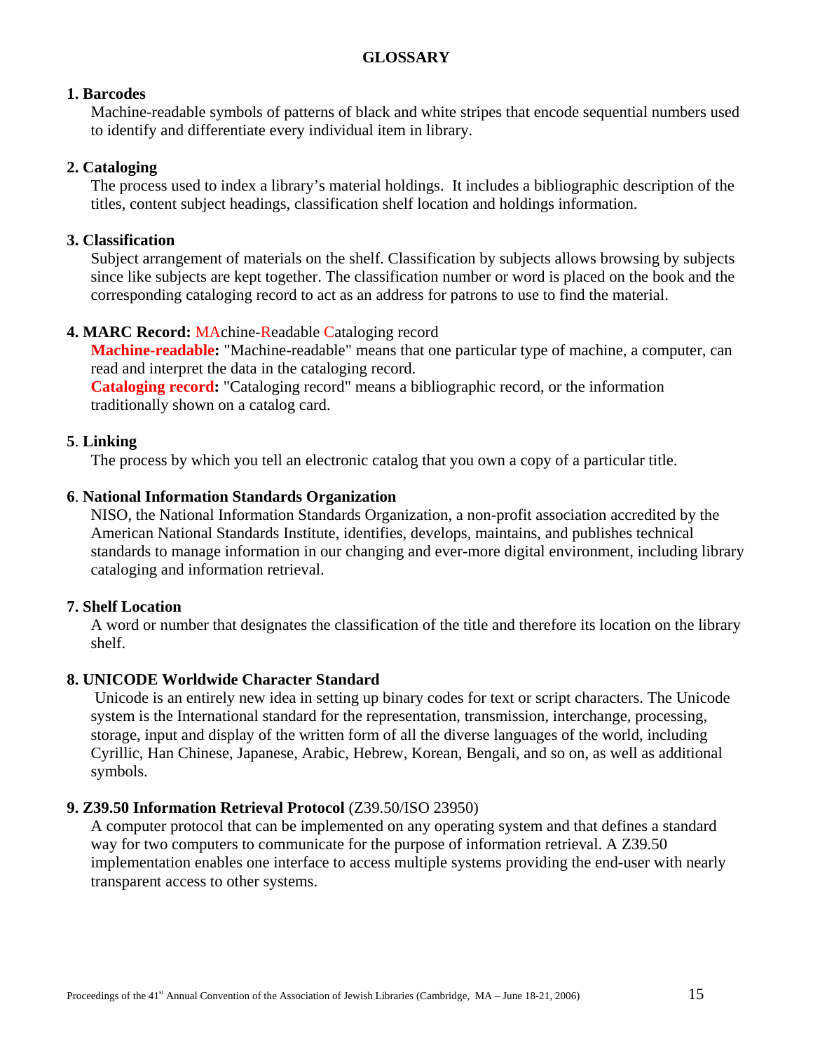# GLOSSARY

**1. Barcodes**

Machine-readable symbols of patterns of black and white stripes that encode sequential numbers used to identify and differentiate every individual item in library.

**2. Cataloging**

The process used to index a library's material holdings. It includes a bibliographic description of the titles, content subject headings, classification shelf location and holdings information.

**3. Classification**

Subject arrangement of materials on the shelf. Classification by subjects allows browsing by subjects since like subjects are kept together. The classification number or word is placed on the book and the corresponding cataloging record to act as an address for patrons to use to find the material.

**4. MARC Record:** MAchine-Readable Cataloging record

**Machine-readable:** "Machine-readable" means that one particular type of machine, a computer, can read and interpret the data in the cataloging record.

**Cataloging record:** "Cataloging record" means a bibliographic record, or the information traditionally shown on a catalog card.

**5. Linking**

The process by which you tell an electronic catalog that you own a copy of a particular title.

**6. National Information Standards Organization**

NISO, the National Information Standards Organization, a non-profit association accredited by the American National Standards Institute, identifies, develops, maintains, and publishes technical standards to manage information in our changing and ever-more digital environment, including library cataloging and information retrieval.

**7. Shelf Location**

A word or number that designates the classification of the title and therefore its location on the library shelf.

**8. UNICODE Worldwide Character Standard**

Unicode is an entirely new idea in setting up binary codes for text or script characters. The Unicode system is the International standard for the representation, transmission, interchange, processing, storage, input and display of the written form of all the diverse languages of the world, including Cyrillic, Han Chinese, Japanese, Arabic, Hebrew, Korean, Bengali, and so on, as well as additional symbols.

**9. Z39.50 Information Retrieval Protocol** (Z39.50/ISO 23950)

A computer protocol that can be implemented on any operating system and that defines a standard way for two computers to communicate for the purpose of information retrieval. A Z39.50 implementation enables one interface to access multiple systems providing the end-user with nearly transparent access to other systems.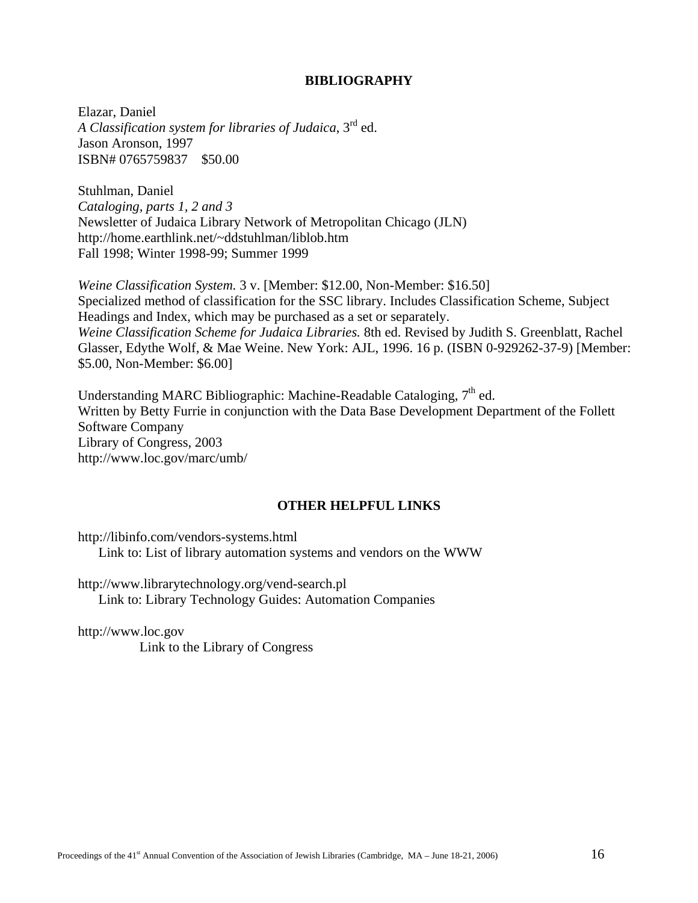## BIBLIOGRAPHY

Elazar, Daniel
*A Classification system for libraries of Judaica*, 3rd ed.
Jason Aronson, 1997
ISBN# 0765759837 $50.00

Stuhlman, Daniel
*Cataloging, parts 1, 2 and 3*
Newsletter of Judaica Library Network of Metropolitan Chicago (JLN)
http://home.earthlink.net/~ddstuhlman/liblob.htm
Fall 1998; Winter 1998-99; Summer 1999

*Weine Classification System.* 3 v. [Member: $12.00, Non-Member: $16.50]
Specialized method of classification for the SSC library. Includes Classification Scheme, Subject Headings and Index, which may be purchased as a set or separately.
*Weine Classification Scheme for Judaica Libraries.* 8th ed. Revised by Judith S. Greenblatt, Rachel Glasser, Edythe Wolf, & Mae Weine. New York: AJL, 1996. 16 p. (ISBN 0-929262-37-9) [Member: $5.00, Non-Member: $6.00]

Understanding MARC Bibliographic: Machine-Readable Cataloging, 7th ed.
Written by Betty Furrie in conjunction with the Data Base Development Department of the Follett Software Company
Library of Congress, 2003
http://www.loc.gov/marc/umb/

## OTHER HELPFUL LINKS

http://libinfo.com/vendors-systems.html
Link to: List of library automation systems and vendors on the WWW

http://www.librarytechnology.org/vend-search.pl
Link to: Library Technology Guides: Automation Companies

http://www.loc.gov
Link to the Library of Congress